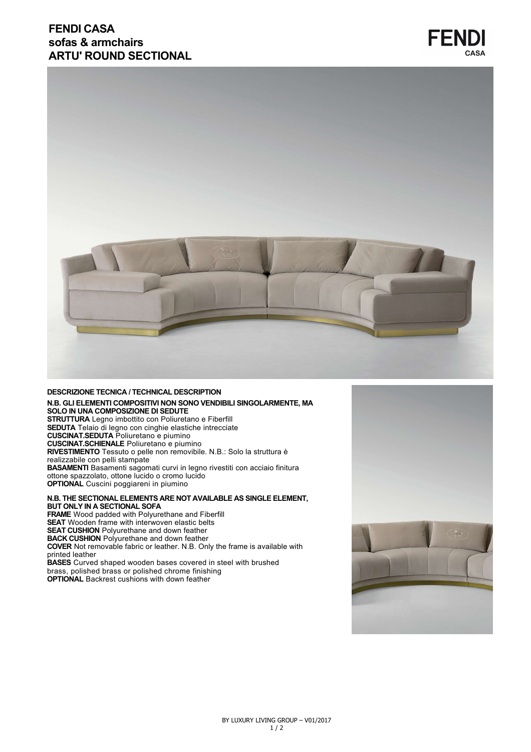# FENDI CASA
## sofas & armchairs
## ARTU' ROUND SECTIONAL

FENDI CASA

**DESCRIZIONE TECNICA / TECHNICAL DESCRIPTION**

**N.B. GLI ELEMENTI COMPOSITIVI NON SONO VENDIBILI SINGOLARMENTE, MA SOLO IN UNA COMPOSIZIONE DI SEDUTE**
**STRUTTURA** Legno imbottito con Poliuretano e Fiberfill
**SEDUTA** Telaio di legno con cinghie elastiche intrecciate
**CUSCINAT.SEDUTA** Poliuretano e piumino
**CUSCINAT.SCHIENALE** Poliuretano e piumino
**RIVESTIMENTO** Tessuto o pelle non removibile. N.B.: Solo la struttura è realizzabile con pelli stampate
**BASAMENTI** Basamenti sagomati curvi in legno rivestiti con acciaio finitura ottone spazzolato, ottone lucido o cromo lucido
**OPTIONAL** Cuscini poggiareni in piumino

**N.B. THE SECTIONAL ELEMENTS ARE NOT AVAILABLE AS SINGLE ELEMENT, BUT ONLY IN A SECTIONAL SOFA**
**FRAME** Wood padded with Polyurethane and Fiberfill
**SEAT** Wooden frame with interwoven elastic belts
**SEAT CUSHION** Polyurethane and down feather
**BACK CUSHION** Polyurethane and down feather
**COVER** Not removable fabric or leather. N.B. Only the frame is available with printed leather
**BASES** Curved shaped wooden bases covered in steel with brushed brass, polished brass or polished chrome finishing
**OPTIONAL** Backrest cushions with down feather

BY LUXURY LIVING GROUP – V01/2017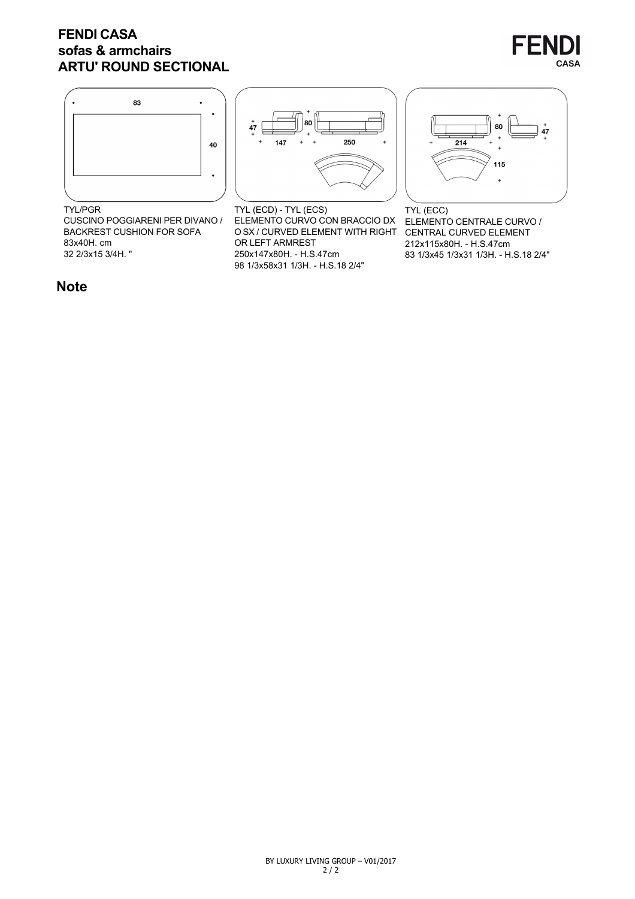# FENDI CASA
## sofas & armchairs
## ARTU' ROUND SECTIONAL

83

40

TYL/PGR
CUSCINO POGGIARENI PER DIVANO / BACKREST CUSHION FOR SOFA
83x40H. cm
32 2/3x15 3/4H. "

47

80

147

250

TYL (ECD) - TYL (ECS)
ELEMENTO CURVO CON BRACCIO DX O SX / CURVED ELEMENT WITH RIGHT OR LEFT ARMREST
250x147x80H. - H.S.47cm
98 1/3x58x31 1/3H. - H.S.18 2/4"

80

47

214

115

TYL (ECC)
ELEMENTO CENTRALE CURVO / CENTRAL CURVED ELEMENT
212x115x80H. - H.S.47cm
83 1/3x45 1/3x31 1/3H. - H.S.18 2/4"

## Note

BY LUXURY LIVING GROUP – V01/2017